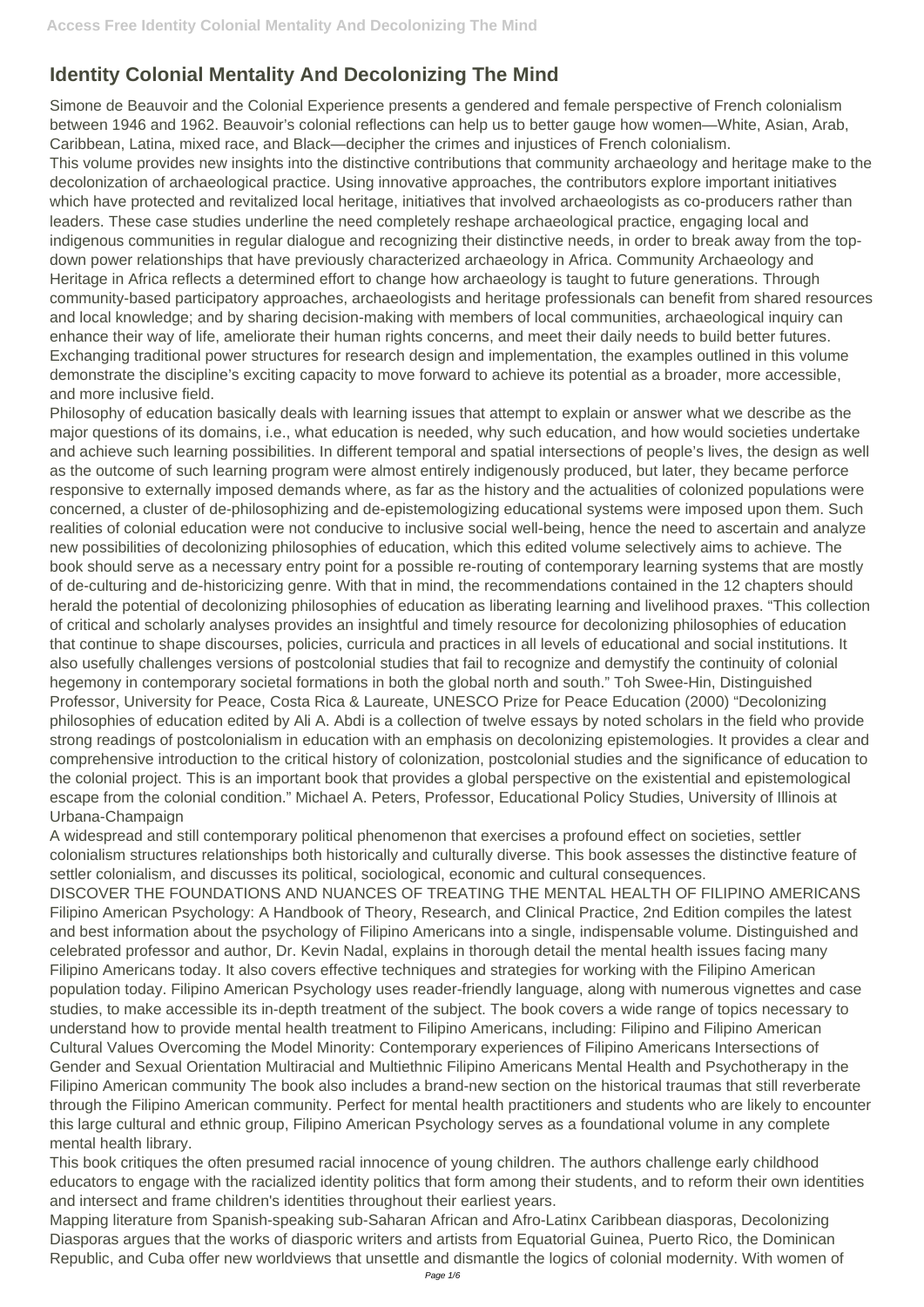# Identity Colonial Mentality And Decolonizing The Mind

Simone de Beauvoir and the Colonial Experience presents a gendered and female perspective of French colonialism between 1946 and 1962. Beauvoir's colonial reflections can help us to better gauge how women—White, Asian, Arab, Caribbean, Latina, mixed race, and Black—decipher the crimes and injustices of French colonialism.

This volume provides new insights into the distinctive contributions that community archaeology and heritage make to the decolonization of archaeological practice. Using innovative approaches, the contributors explore important initiatives which have protected and revitalized local heritage, initiatives that involved archaeologists as co-producers rather than leaders. These case studies underline the need completely reshape archaeological practice, engaging local and indigenous communities in regular dialogue and recognizing their distinctive needs, in order to break away from the top-down power relationships that have previously characterized archaeology in Africa. Community Archaeology and Heritage in Africa reflects a determined effort to change how archaeology is taught to future generations. Through community-based participatory approaches, archaeologists and heritage professionals can benefit from shared resources and local knowledge; and by sharing decision-making with members of local communities, archaeological inquiry can enhance their way of life, ameliorate their human rights concerns, and meet their daily needs to build better futures. Exchanging traditional power structures for research design and implementation, the examples outlined in this volume demonstrate the discipline's exciting capacity to move forward to achieve its potential as a broader, more accessible, and more inclusive field.

Philosophy of education basically deals with learning issues that attempt to explain or answer what we describe as the major questions of its domains, i.e., what education is needed, why such education, and how would societies undertake and achieve such learning possibilities. In different temporal and spatial intersections of people's lives, the design as well as the outcome of such learning program were almost entirely indigenously produced, but later, they became perforce responsive to externally imposed demands where, as far as the history and the actualities of colonized populations were concerned, a cluster of de-philosophizing and de-epistemologizing educational systems were imposed upon them. Such realities of colonial education were not conducive to inclusive social well-being, hence the need to ascertain and analyze new possibilities of decolonizing philosophies of education, which this edited volume selectively aims to achieve. The book should serve as a necessary entry point for a possible re-routing of contemporary learning systems that are mostly of de-culturing and de-historicizing genre. With that in mind, the recommendations contained in the 12 chapters should herald the potential of decolonizing philosophies of education as liberating learning and livelihood praxes. "This collection of critical and scholarly analyses provides an insightful and timely resource for decolonizing philosophies of education that continue to shape discourses, policies, curricula and practices in all levels of educational and social institutions. It also usefully challenges versions of postcolonial studies that fail to recognize and demystify the continuity of colonial hegemony in contemporary societal formations in both the global north and south." Toh Swee-Hin, Distinguished Professor, University for Peace, Costa Rica & Laureate, UNESCO Prize for Peace Education (2000) "Decolonizing philosophies of education edited by Ali A. Abdi is a collection of twelve essays by noted scholars in the field who provide strong readings of postcolonialism in education with an emphasis on decolonizing epistemologies. It provides a clear and comprehensive introduction to the critical history of colonization, postcolonial studies and the significance of education to the colonial project. This is an important book that provides a global perspective on the existential and epistemological escape from the colonial condition." Michael A. Peters, Professor, Educational Policy Studies, University of Illinois at Urbana-Champaign

A widespread and still contemporary political phenomenon that exercises a profound effect on societies, settler colonialism structures relationships both historically and culturally diverse. This book assesses the distinctive feature of settler colonialism, and discusses its political, sociological, economic and cultural consequences.

DISCOVER THE FOUNDATIONS AND NUANCES OF TREATING THE MENTAL HEALTH OF FILIPINO AMERICANS Filipino American Psychology: A Handbook of Theory, Research, and Clinical Practice, 2nd Edition compiles the latest and best information about the psychology of Filipino Americans into a single, indispensable volume. Distinguished and celebrated professor and author, Dr. Kevin Nadal, explains in thorough detail the mental health issues facing many Filipino Americans today. It also covers effective techniques and strategies for working with the Filipino American population today. Filipino American Psychology uses reader-friendly language, along with numerous vignettes and case studies, to make accessible its in-depth treatment of the subject. The book covers a wide range of topics necessary to understand how to provide mental health treatment to Filipino Americans, including: Filipino and Filipino American Cultural Values Overcoming the Model Minority: Contemporary experiences of Filipino Americans Intersections of Gender and Sexual Orientation Multiracial and Multiethnic Filipino Americans Mental Health and Psychotherapy in the Filipino American community The book also includes a brand-new section on the historical traumas that still reverberate through the Filipino American community. Perfect for mental health practitioners and students who are likely to encounter this large cultural and ethnic group, Filipino American Psychology serves as a foundational volume in any complete mental health library.

This book critiques the often presumed racial innocence of young children. The authors challenge early childhood educators to engage with the racialized identity politics that form among their students, and to reform their own identities and intersect and frame children's identities throughout their earliest years.

Mapping literature from Spanish-speaking sub-Saharan African and Afro-Latinx Caribbean diasporas, Decolonizing Diasporas argues that the works of diasporic writers and artists from Equatorial Guinea, Puerto Rico, the Dominican Republic, and Cuba offer new worldviews that unsettle and dismantle the logics of colonial modernity. With women of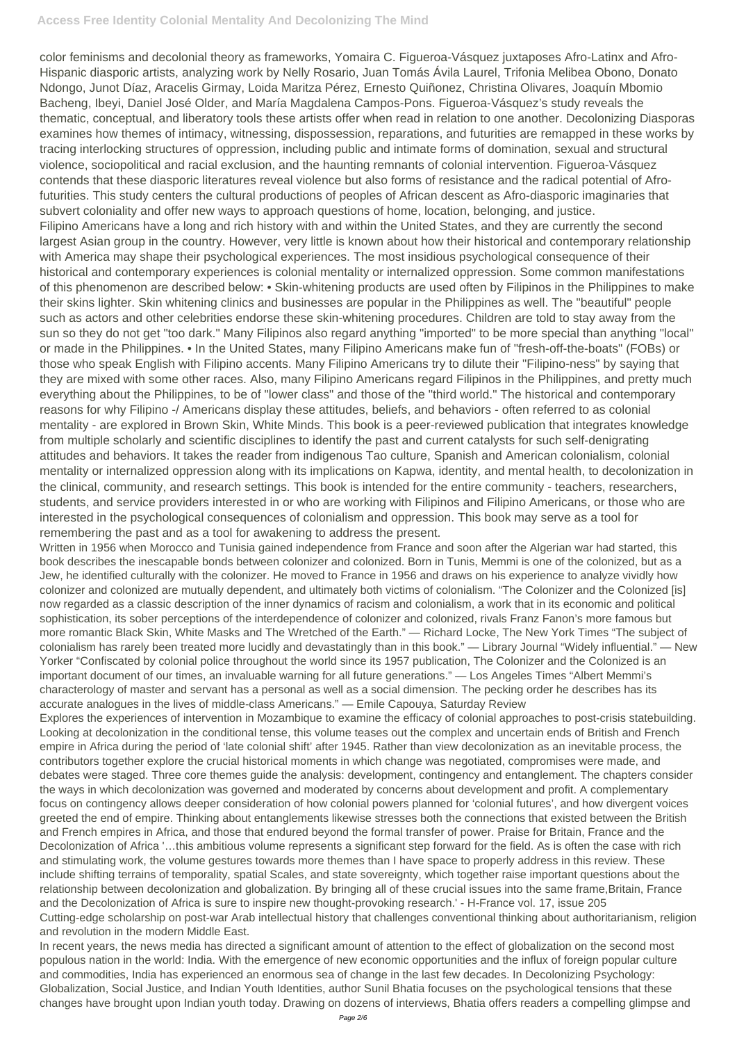color feminisms and decolonial theory as frameworks, Yomaira C. Figueroa-Vásquez juxtaposes Afro-Latinx and Afro-Hispanic diasporic artists, analyzing work by Nelly Rosario, Juan Tomás Ávila Laurel, Trifonia Melibea Obono, Donato Ndongo, Junot Díaz, Aracelis Girmay, Loida Maritza Pérez, Ernesto Quiñonez, Christina Olivares, Joaquín Mbomio Bacheng, Ibeyi, Daniel José Older, and María Magdalena Campos-Pons. Figueroa-Vásquez's study reveals the thematic, conceptual, and liberatory tools these artists offer when read in relation to one another. Decolonizing Diasporas examines how themes of intimacy, witnessing, dispossession, reparations, and futurities are remapped in these works by tracing interlocking structures of oppression, including public and intimate forms of domination, sexual and structural violence, sociopolitical and racial exclusion, and the haunting remnants of colonial intervention. Figueroa-Vásquez contends that these diasporic literatures reveal violence but also forms of resistance and the radical potential of Afro-futurities. This study centers the cultural productions of peoples of African descent as Afro-diasporic imaginaries that subvert coloniality and offer new ways to approach questions of home, location, belonging, and justice.

Filipino Americans have a long and rich history with and within the United States, and they are currently the second largest Asian group in the country. However, very little is known about how their historical and contemporary relationship with America may shape their psychological experiences. The most insidious psychological consequence of their historical and contemporary experiences is colonial mentality or internalized oppression. Some common manifestations of this phenomenon are described below: • Skin-whitening products are used often by Filipinos in the Philippines to make their skins lighter. Skin whitening clinics and businesses are popular in the Philippines as well. The "beautiful" people such as actors and other celebrities endorse these skin-whitening procedures. Children are told to stay away from the sun so they do not get "too dark." Many Filipinos also regard anything "imported" to be more special than anything "local" or made in the Philippines. • In the United States, many Filipino Americans make fun of "fresh-off-the-boats" (FOBs) or those who speak English with Filipino accents. Many Filipino Americans try to dilute their "Filipino-ness" by saying that they are mixed with some other races. Also, many Filipino Americans regard Filipinos in the Philippines, and pretty much everything about the Philippines, to be of "lower class" and those of the "third world." The historical and contemporary reasons for why Filipino -/ Americans display these attitudes, beliefs, and behaviors - often referred to as colonial mentality - are explored in Brown Skin, White Minds. This book is a peer-reviewed publication that integrates knowledge from multiple scholarly and scientific disciplines to identify the past and current catalysts for such self-denigrating attitudes and behaviors. It takes the reader from indigenous Tao culture, Spanish and American colonialism, colonial mentality or internalized oppression along with its implications on Kapwa, identity, and mental health, to decolonization in the clinical, community, and research settings. This book is intended for the entire community - teachers, researchers, students, and service providers interested in or who are working with Filipinos and Filipino Americans, or those who are interested in the psychological consequences of colonialism and oppression. This book may serve as a tool for remembering the past and as a tool for awakening to address the present.

Written in 1956 when Morocco and Tunisia gained independence from France and soon after the Algerian war had started, this book describes the inescapable bonds between colonizer and colonized. Born in Tunis, Memmi is one of the colonized, but as a Jew, he identified culturally with the colonizer. He moved to France in 1956 and draws on his experience to analyze vividly how colonizer and colonized are mutually dependent, and ultimately both victims of colonialism. "The Colonizer and the Colonized [is] now regarded as a classic description of the inner dynamics of racism and colonialism, a work that in its economic and political sophistication, its sober perceptions of the interdependence of colonizer and colonized, rivals Franz Fanon's more famous but more romantic Black Skin, White Masks and The Wretched of the Earth." — Richard Locke, The New York Times "The subject of colonialism has rarely been treated more lucidly and devastatingly than in this book." — Library Journal "Widely influential." — New Yorker "Confiscated by colonial police throughout the world since its 1957 publication, The Colonizer and the Colonized is an important document of our times, an invaluable warning for all future generations." — Los Angeles Times "Albert Memmi's characterology of master and servant has a personal as well as a social dimension. The pecking order he describes has its accurate analogues in the lives of middle-class Americans." — Emile Capouya, Saturday Review

Explores the experiences of intervention in Mozambique to examine the efficacy of colonial approaches to post-crisis statebuilding.

Looking at decolonization in the conditional tense, this volume teases out the complex and uncertain ends of British and French empire in Africa during the period of 'late colonial shift' after 1945. Rather than view decolonization as an inevitable process, the contributors together explore the crucial historical moments in which change was negotiated, compromises were made, and debates were staged. Three core themes guide the analysis: development, contingency and entanglement. The chapters consider the ways in which decolonization was governed and moderated by concerns about development and profit. A complementary focus on contingency allows deeper consideration of how colonial powers planned for 'colonial futures', and how divergent voices greeted the end of empire. Thinking about entanglements likewise stresses both the connections that existed between the British and French empires in Africa, and those that endured beyond the formal transfer of power. Praise for Britain, France and the Decolonization of Africa '…this ambitious volume represents a significant step forward for the field. As is often the case with rich and stimulating work, the volume gestures towards more themes than I have space to properly address in this review. These include shifting terrains of temporality, spatial Scales, and state sovereignty, which together raise important questions about the relationship between decolonization and globalization. By bringing all of these crucial issues into the same frame,Britain, France and the Decolonization of Africa is sure to inspire new thought-provoking research.' - H-France vol. 17, issue 205

Cutting-edge scholarship on post-war Arab intellectual history that challenges conventional thinking about authoritarianism, religion and revolution in the modern Middle East.

In recent years, the news media has directed a significant amount of attention to the effect of globalization on the second most populous nation in the world: India. With the emergence of new economic opportunities and the influx of foreign popular culture and commodities, India has experienced an enormous sea of change in the last few decades. In Decolonizing Psychology: Globalization, Social Justice, and Indian Youth Identities, author Sunil Bhatia focuses on the psychological tensions that these changes have brought upon Indian youth today. Drawing on dozens of interviews, Bhatia offers readers a compelling glimpse and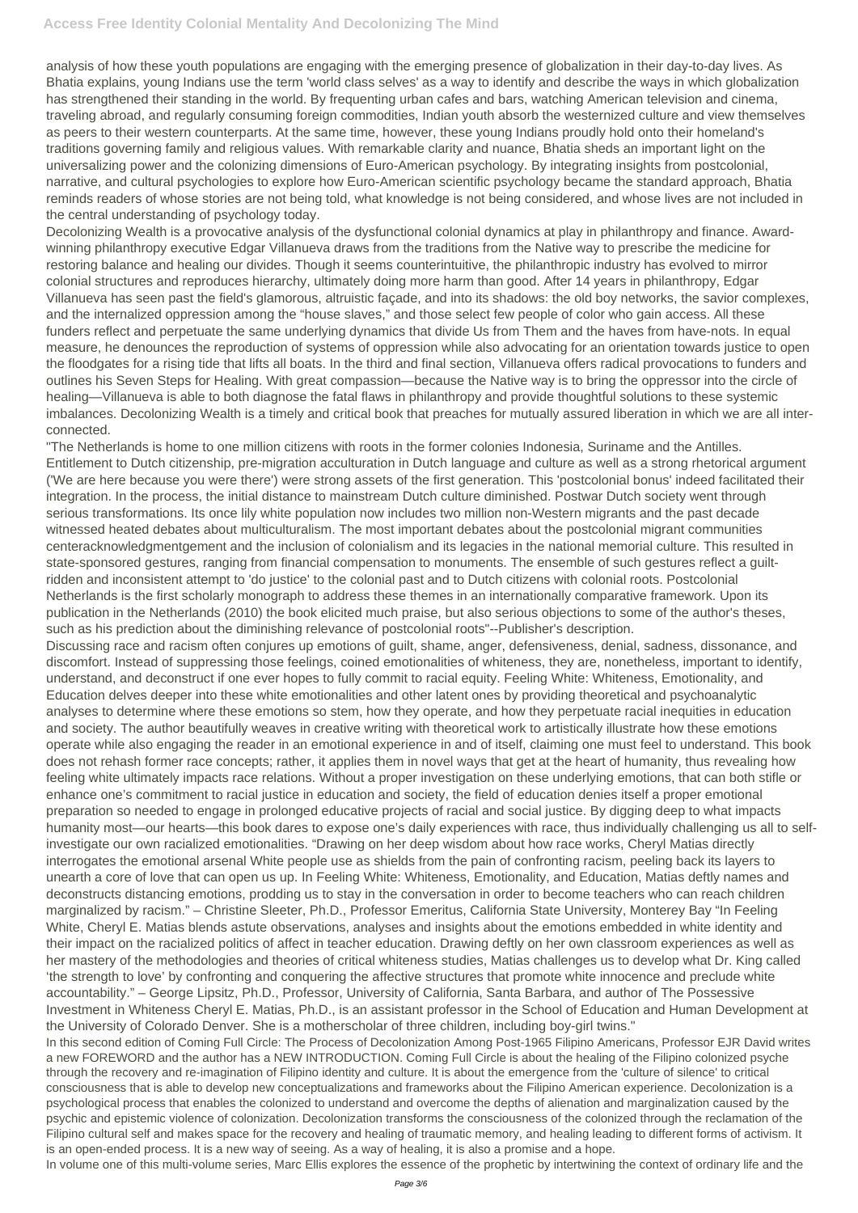analysis of how these youth populations are engaging with the emerging presence of globalization in their day-to-day lives. As Bhatia explains, young Indians use the term 'world class selves' as a way to identify and describe the ways in which globalization has strengthened their standing in the world. By frequenting urban cafes and bars, watching American television and cinema, traveling abroad, and regularly consuming foreign commodities, Indian youth absorb the westernized culture and view themselves as peers to their western counterparts. At the same time, however, these young Indians proudly hold onto their homeland's traditions governing family and religious values. With remarkable clarity and nuance, Bhatia sheds an important light on the universalizing power and the colonizing dimensions of Euro-American psychology. By integrating insights from postcolonial, narrative, and cultural psychologies to explore how Euro-American scientific psychology became the standard approach, Bhatia reminds readers of whose stories are not being told, what knowledge is not being considered, and whose lives are not included in the central understanding of psychology today.

Decolonizing Wealth is a provocative analysis of the dysfunctional colonial dynamics at play in philanthropy and finance. Award-winning philanthropy executive Edgar Villanueva draws from the traditions from the Native way to prescribe the medicine for restoring balance and healing our divides. Though it seems counterintuitive, the philanthropic industry has evolved to mirror colonial structures and reproduces hierarchy, ultimately doing more harm than good. After 14 years in philanthropy, Edgar Villanueva has seen past the field's glamorous, altruistic façade, and into its shadows: the old boy networks, the savior complexes, and the internalized oppression among the "house slaves," and those select few people of color who gain access. All these funders reflect and perpetuate the same underlying dynamics that divide Us from Them and the haves from have-nots. In equal measure, he denounces the reproduction of systems of oppression while also advocating for an orientation towards justice to open the floodgates for a rising tide that lifts all boats. In the third and final section, Villanueva offers radical provocations to funders and outlines his Seven Steps for Healing. With great compassion—because the Native way is to bring the oppressor into the circle of healing—Villanueva is able to both diagnose the fatal flaws in philanthropy and provide thoughtful solutions to these systemic imbalances. Decolonizing Wealth is a timely and critical book that preaches for mutually assured liberation in which we are all inter-connected.

"The Netherlands is home to one million citizens with roots in the former colonies Indonesia, Suriname and the Antilles. Entitlement to Dutch citizenship, pre-migration acculturation in Dutch language and culture as well as a strong rhetorical argument ('We are here because you were there') were strong assets of the first generation. This 'postcolonial bonus' indeed facilitated their integration. In the process, the initial distance to mainstream Dutch culture diminished. Postwar Dutch society went through serious transformations. Its once lily white population now includes two million non-Western migrants and the past decade witnessed heated debates about multiculturalism. The most important debates about the postcolonial migrant communities centeracknowledgmentgement and the inclusion of colonialism and its legacies in the national memorial culture. This resulted in state-sponsored gestures, ranging from financial compensation to monuments. The ensemble of such gestures reflect a guilt-ridden and inconsistent attempt to 'do justice' to the colonial past and to Dutch citizens with colonial roots. Postcolonial Netherlands is the first scholarly monograph to address these themes in an internationally comparative framework. Upon its publication in the Netherlands (2010) the book elicited much praise, but also serious objections to some of the author's theses, such as his prediction about the diminishing relevance of postcolonial roots"--Publisher's description.

Discussing race and racism often conjures up emotions of guilt, shame, anger, defensiveness, denial, sadness, dissonance, and discomfort. Instead of suppressing those feelings, coined emotionalities of whiteness, they are, nonetheless, important to identify, understand, and deconstruct if one ever hopes to fully commit to racial equity. Feeling White: Whiteness, Emotionality, and Education delves deeper into these white emotionalities and other latent ones by providing theoretical and psychoanalytic analyses to determine where these emotions so stem, how they operate, and how they perpetuate racial inequities in education and society. The author beautifully weaves in creative writing with theoretical work to artistically illustrate how these emotions operate while also engaging the reader in an emotional experience in and of itself, claiming one must feel to understand. This book does not rehash former race concepts; rather, it applies them in novel ways that get at the heart of humanity, thus revealing how feeling white ultimately impacts race relations. Without a proper investigation on these underlying emotions, that can both stifle or enhance one's commitment to racial justice in education and society, the field of education denies itself a proper emotional preparation so needed to engage in prolonged educative projects of racial and social justice. By digging deep to what impacts humanity most—our hearts—this book dares to expose one's daily experiences with race, thus individually challenging us all to self-investigate our own racialized emotionalities. "Drawing on her deep wisdom about how race works, Cheryl Matias directly interrogates the emotional arsenal White people use as shields from the pain of confronting racism, peeling back its layers to unearth a core of love that can open us up. In Feeling White: Whiteness, Emotionality, and Education, Matias deftly names and deconstructs distancing emotions, prodding us to stay in the conversation in order to become teachers who can reach children marginalized by racism." – Christine Sleeter, Ph.D., Professor Emeritus, California State University, Monterey Bay "In Feeling White, Cheryl E. Matias blends astute observations, analyses and insights about the emotions embedded in white identity and their impact on the racialized politics of affect in teacher education. Drawing deftly on her own classroom experiences as well as her mastery of the methodologies and theories of critical whiteness studies, Matias challenges us to develop what Dr. King called 'the strength to love' by confronting and conquering the affective structures that promote white innocence and preclude white accountability." – George Lipsitz, Ph.D., Professor, University of California, Santa Barbara, and author of The Possessive Investment in Whiteness Cheryl E. Matias, Ph.D., is an assistant professor in the School of Education and Human Development at the University of Colorado Denver. She is a motherscholar of three children, including boy-girl twins."

In this second edition of Coming Full Circle: The Process of Decolonization Among Post-1965 Filipino Americans, Professor EJR David writes a new FOREWORD and the author has a NEW INTRODUCTION. Coming Full Circle is about the healing of the Filipino colonized psyche through the recovery and re-imagination of Filipino identity and culture. It is about the emergence from the 'culture of silence' to critical consciousness that is able to develop new conceptualizations and frameworks about the Filipino American experience. Decolonization is a psychological process that enables the colonized to understand and overcome the depths of alienation and marginalization caused by the psychic and epistemic violence of colonization. Decolonization transforms the consciousness of the colonized through the reclamation of the Filipino cultural self and makes space for the recovery and healing of traumatic memory, and healing leading to different forms of activism. It is an open-ended process. It is a new way of seeing. As a way of healing, it is also a promise and a hope.

In volume one of this multi-volume series, Marc Ellis explores the essence of the prophetic by intertwining the context of ordinary life and the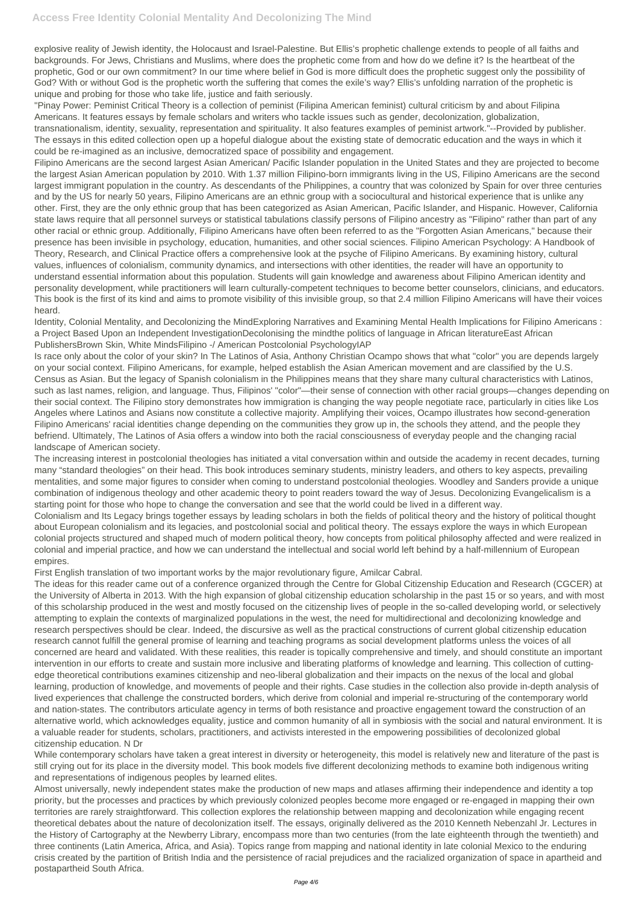explosive reality of Jewish identity, the Holocaust and Israel-Palestine. But Ellis's prophetic challenge extends to people of all faiths and backgrounds. For Jews, Christians and Muslims, where does the prophetic come from and how do we define it? Is the heartbeat of the prophetic, God or our own commitment? In our time where belief in God is more difficult does the prophetic suggest only the possibility of God? With or without God is the prophetic worth the suffering that comes the exile's way? Ellis's unfolding narration of the prophetic is unique and probing for those who take life, justice and faith seriously.

"Pinay Power: Peminist Critical Theory is a collection of peminist (Filipina American feminist) cultural criticism by and about Filipina Americans. It features essays by female scholars and writers who tackle issues such as gender, decolonization, globalization, transnationalism, identity, sexuality, representation and spirituality. It also features examples of peminist artwork."--Provided by publisher.

The essays in this edited collection open up a hopeful dialogue about the existing state of democratic education and the ways in which it could be re-imagined as an inclusive, democratized space of possibility and engagement.

Filipino Americans are the second largest Asian American/ Pacific Islander population in the United States and they are projected to become the largest Asian American population by 2010. With 1.37 million Filipino-born immigrants living in the US, Filipino Americans are the second largest immigrant population in the country. As descendants of the Philippines, a country that was colonized by Spain for over three centuries and by the US for nearly 50 years, Filipino Americans are an ethnic group with a sociocultural and historical experience that is unlike any other. First, they are the only ethnic group that has been categorized as Asian American, Pacific Islander, and Hispanic. However, California state laws require that all personnel surveys or statistical tabulations classify persons of Filipino ancestry as "Filipino" rather than part of any other racial or ethnic group. Additionally, Filipino Americans have often been referred to as the "Forgotten Asian Americans," because their presence has been invisible in psychology, education, humanities, and other social sciences. Filipino American Psychology: A Handbook of Theory, Research, and Clinical Practice offers a comprehensive look at the psyche of Filipino Americans. By examining history, cultural values, influences of colonialism, community dynamics, and intersections with other identities, the reader will have an opportunity to understand essential information about this population. Students will gain knowledge and awareness about Filipino American identity and personality development, while practitioners will learn culturally-competent techniques to become better counselors, clinicians, and educators. This book is the first of its kind and aims to promote visibility of this invisible group, so that 2.4 million Filipino Americans will have their voices heard.

Identity, Colonial Mentality, and Decolonizing the MindExploring Narratives and Examining Mental Health Implications for Filipino Americans : a Project Based Upon an Independent InvestigationDecolonising the mindthe politics of language in African literatureEast African PublishersBrown Skin, White MindsFilipino -/ American Postcolonial PsychologyIAP

Is race only about the color of your skin? In The Latinos of Asia, Anthony Christian Ocampo shows that what "color" you are depends largely on your social context. Filipino Americans, for example, helped establish the Asian American movement and are classified by the U.S. Census as Asian. But the legacy of Spanish colonialism in the Philippines means that they share many cultural characteristics with Latinos, such as last names, religion, and language. Thus, Filipinos' "color"—their sense of connection with other racial groups—changes depending on their social context. The Filipino story demonstrates how immigration is changing the way people negotiate race, particularly in cities like Los Angeles where Latinos and Asians now constitute a collective majority. Amplifying their voices, Ocampo illustrates how second-generation Filipino Americans' racial identities change depending on the communities they grow up in, the schools they attend, and the people they befriend. Ultimately, The Latinos of Asia offers a window into both the racial consciousness of everyday people and the changing racial landscape of American society.

The increasing interest in postcolonial theologies has initiated a vital conversation within and outside the academy in recent decades, turning many "standard theologies" on their head. This book introduces seminary students, ministry leaders, and others to key aspects, prevailing mentalities, and some major figures to consider when coming to understand postcolonial theologies. Woodley and Sanders provide a unique combination of indigenous theology and other academic theory to point readers toward the way of Jesus. Decolonizing Evangelicalism is a starting point for those who hope to change the conversation and see that the world could be lived in a different way.

Colonialism and Its Legacy brings together essays by leading scholars in both the fields of political theory and the history of political thought about European colonialism and its legacies, and postcolonial social and political theory. The essays explore the ways in which European colonial projects structured and shaped much of modern political theory, how concepts from political philosophy affected and were realized in colonial and imperial practice, and how we can understand the intellectual and social world left behind by a half-millennium of European empires.

First English translation of two important works by the major revolutionary figure, Amilcar Cabral.

The ideas for this reader came out of a conference organized through the Centre for Global Citizenship Education and Research (CGCER) at the University of Alberta in 2013. With the high expansion of global citizenship education scholarship in the past 15 or so years, and with most of this scholarship produced in the west and mostly focused on the citizenship lives of people in the so-called developing world, or selectively attempting to explain the contexts of marginalized populations in the west, the need for multidirectional and decolonizing knowledge and research perspectives should be clear. Indeed, the discursive as well as the practical constructions of current global citizenship education research cannot fulfill the general promise of learning and teaching programs as social development platforms unless the voices of all concerned are heard and validated. With these realities, this reader is topically comprehensive and timely, and should constitute an important intervention in our efforts to create and sustain more inclusive and liberating platforms of knowledge and learning. This collection of cutting-edge theoretical contributions examines citizenship and neo-liberal globalization and their impacts on the nexus of the local and global learning, production of knowledge, and movements of people and their rights. Case studies in the collection also provide in-depth analysis of lived experiences that challenge the constructed borders, which derive from colonial and imperial re-structuring of the contemporary world and nation-states. The contributors articulate agency in terms of both resistance and proactive engagement toward the construction of an alternative world, which acknowledges equality, justice and common humanity of all in symbiosis with the social and natural environment. It is a valuable reader for students, scholars, practitioners, and activists interested in the empowering possibilities of decolonized global citizenship education. N Dr

While contemporary scholars have taken a great interest in diversity or heterogeneity, this model is relatively new and literature of the past is still crying out for its place in the diversity model. This book models five different decolonizing methods to examine both indigenous writing and representations of indigenous peoples by learned elites.

Almost universally, newly independent states make the production of new maps and atlases affirming their independence and identity a top priority, but the processes and practices by which previously colonized peoples become more engaged or re-engaged in mapping their own territories are rarely straightforward. This collection explores the relationship between mapping and decolonization while engaging recent theoretical debates about the nature of decolonization itself. The essays, originally delivered as the 2010 Kenneth Nebenzahl Jr. Lectures in the History of Cartography at the Newberry Library, encompass more than two centuries (from the late eighteenth through the twentieth) and three continents (Latin America, Africa, and Asia). Topics range from mapping and national identity in late colonial Mexico to the enduring crisis created by the partition of British India and the persistence of racial prejudices and the racialized organization of space in apartheid and postapartheid South Africa.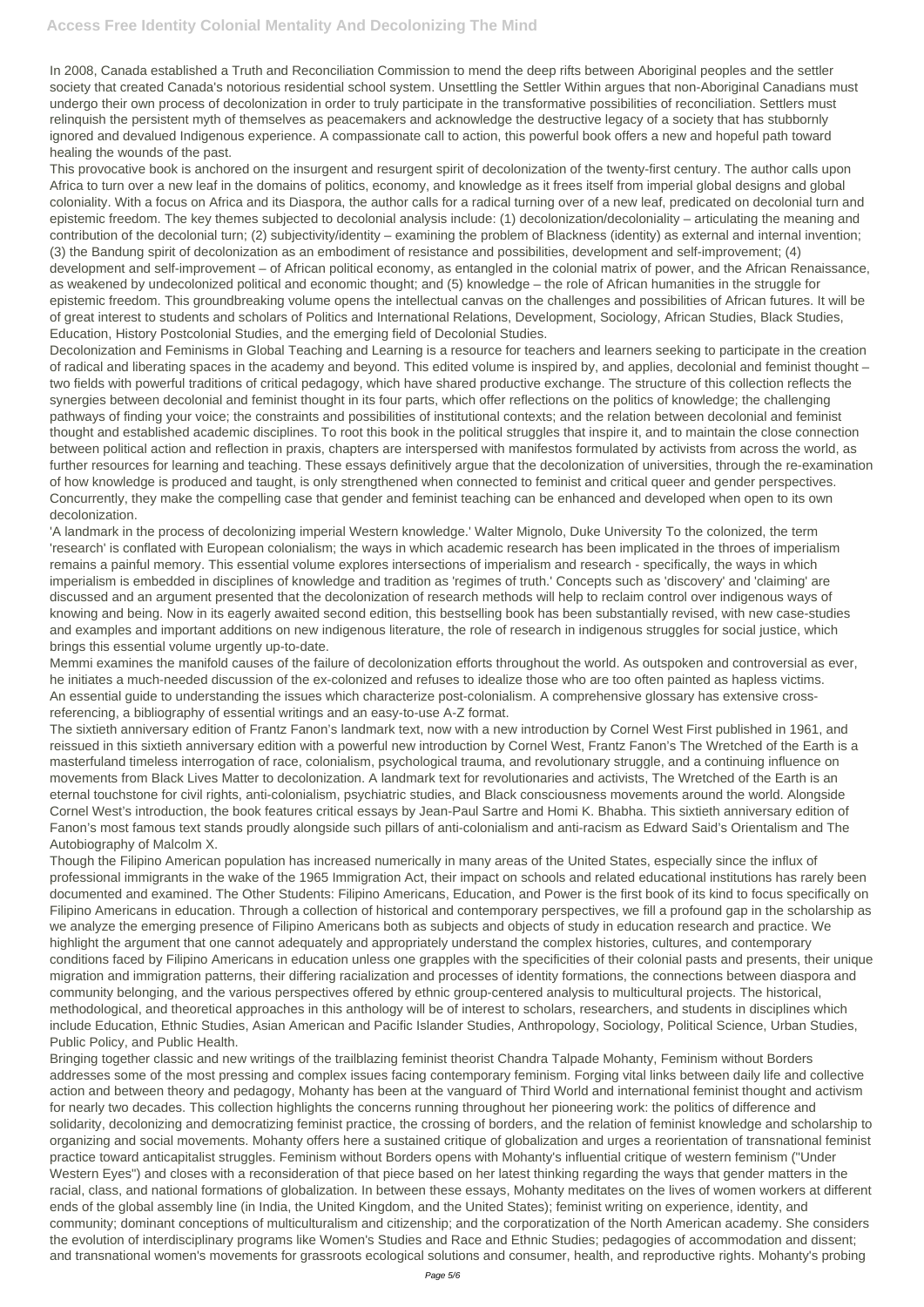In 2008, Canada established a Truth and Reconciliation Commission to mend the deep rifts between Aboriginal peoples and the settler society that created Canada's notorious residential school system. Unsettling the Settler Within argues that non-Aboriginal Canadians must undergo their own process of decolonization in order to truly participate in the transformative possibilities of reconciliation. Settlers must relinquish the persistent myth of themselves as peacemakers and acknowledge the destructive legacy of a society that has stubbornly ignored and devalued Indigenous experience. A compassionate call to action, this powerful book offers a new and hopeful path toward healing the wounds of the past.

This provocative book is anchored on the insurgent and resurgent spirit of decolonization of the twenty-first century. The author calls upon Africa to turn over a new leaf in the domains of politics, economy, and knowledge as it frees itself from imperial global designs and global coloniality. With a focus on Africa and its Diaspora, the author calls for a radical turning over of a new leaf, predicated on decolonial turn and epistemic freedom. The key themes subjected to decolonial analysis include: (1) decolonization/decoloniality – articulating the meaning and contribution of the decolonial turn; (2) subjectivity/identity – examining the problem of Blackness (identity) as external and internal invention; (3) the Bandung spirit of decolonization as an embodiment of resistance and possibilities, development and self-improvement; (4) development and self-improvement – of African political economy, as entangled in the colonial matrix of power, and the African Renaissance, as weakened by undecolonized political and economic thought; and (5) knowledge – the role of African humanities in the struggle for epistemic freedom. This groundbreaking volume opens the intellectual canvas on the challenges and possibilities of African futures. It will be of great interest to students and scholars of Politics and International Relations, Development, Sociology, African Studies, Black Studies, Education, History Postcolonial Studies, and the emerging field of Decolonial Studies.

Decolonization and Feminisms in Global Teaching and Learning is a resource for teachers and learners seeking to participate in the creation of radical and liberating spaces in the academy and beyond. This edited volume is inspired by, and applies, decolonial and feminist thought – two fields with powerful traditions of critical pedagogy, which have shared productive exchange. The structure of this collection reflects the synergies between decolonial and feminist thought in its four parts, which offer reflections on the politics of knowledge; the challenging pathways of finding your voice; the constraints and possibilities of institutional contexts; and the relation between decolonial and feminist thought and established academic disciplines. To root this book in the political struggles that inspire it, and to maintain the close connection between political action and reflection in praxis, chapters are interspersed with manifestos formulated by activists from across the world, as further resources for learning and teaching. These essays definitively argue that the decolonization of universities, through the re-examination of how knowledge is produced and taught, is only strengthened when connected to feminist and critical queer and gender perspectives. Concurrently, they make the compelling case that gender and feminist teaching can be enhanced and developed when open to its own decolonization.

'A landmark in the process of decolonizing imperial Western knowledge.' Walter Mignolo, Duke University To the colonized, the term 'research' is conflated with European colonialism; the ways in which academic research has been implicated in the throes of imperialism remains a painful memory. This essential volume explores intersections of imperialism and research - specifically, the ways in which imperialism is embedded in disciplines of knowledge and tradition as 'regimes of truth.' Concepts such as 'discovery' and 'claiming' are discussed and an argument presented that the decolonization of research methods will help to reclaim control over indigenous ways of knowing and being. Now in its eagerly awaited second edition, this bestselling book has been substantially revised, with new case-studies and examples and important additions on new indigenous literature, the role of research in indigenous struggles for social justice, which brings this essential volume urgently up-to-date.

Memmi examines the manifold causes of the failure of decolonization efforts throughout the world. As outspoken and controversial as ever, he initiates a much-needed discussion of the ex-colonized and refuses to idealize those who are too often painted as hapless victims.

An essential guide to understanding the issues which characterize post-colonialism. A comprehensive glossary has extensive cross-referencing, a bibliography of essential writings and an easy-to-use A-Z format.

The sixtieth anniversary edition of Frantz Fanon's landmark text, now with a new introduction by Cornel West First published in 1961, and reissued in this sixtieth anniversary edition with a powerful new introduction by Cornel West, Frantz Fanon's The Wretched of the Earth is a masterfuland timeless interrogation of race, colonialism, psychological trauma, and revolutionary struggle, and a continuing influence on movements from Black Lives Matter to decolonization. A landmark text for revolutionaries and activists, The Wretched of the Earth is an eternal touchstone for civil rights, anti-colonialism, psychiatric studies, and Black consciousness movements around the world. Alongside Cornel West's introduction, the book features critical essays by Jean-Paul Sartre and Homi K. Bhabha. This sixtieth anniversary edition of Fanon's most famous text stands proudly alongside such pillars of anti-colonialism and anti-racism as Edward Said's Orientalism and The Autobiography of Malcolm X.

Though the Filipino American population has increased numerically in many areas of the United States, especially since the influx of professional immigrants in the wake of the 1965 Immigration Act, their impact on schools and related educational institutions has rarely been documented and examined. The Other Students: Filipino Americans, Education, and Power is the first book of its kind to focus specifically on Filipino Americans in education. Through a collection of historical and contemporary perspectives, we fill a profound gap in the scholarship as we analyze the emerging presence of Filipino Americans both as subjects and objects of study in education research and practice. We highlight the argument that one cannot adequately and appropriately understand the complex histories, cultures, and contemporary conditions faced by Filipino Americans in education unless one grapples with the specificities of their colonial pasts and presents, their unique migration and immigration patterns, their differing racialization and processes of identity formations, the connections between diaspora and community belonging, and the various perspectives offered by ethnic group-centered analysis to multicultural projects. The historical, methodological, and theoretical approaches in this anthology will be of interest to scholars, researchers, and students in disciplines which include Education, Ethnic Studies, Asian American and Pacific Islander Studies, Anthropology, Sociology, Political Science, Urban Studies, Public Policy, and Public Health.

Bringing together classic and new writings of the trailblazing feminist theorist Chandra Talpade Mohanty, Feminism without Borders addresses some of the most pressing and complex issues facing contemporary feminism. Forging vital links between daily life and collective action and between theory and pedagogy, Mohanty has been at the vanguard of Third World and international feminist thought and activism for nearly two decades. This collection highlights the concerns running throughout her pioneering work: the politics of difference and solidarity, decolonizing and democratizing feminist practice, the crossing of borders, and the relation of feminist knowledge and scholarship to organizing and social movements. Mohanty offers here a sustained critique of globalization and urges a reorientation of transnational feminist practice toward anticapitalist struggles. Feminism without Borders opens with Mohanty's influential critique of western feminism ("Under Western Eyes") and closes with a reconsideration of that piece based on her latest thinking regarding the ways that gender matters in the racial, class, and national formations of globalization. In between these essays, Mohanty meditates on the lives of women workers at different ends of the global assembly line (in India, the United Kingdom, and the United States); feminist writing on experience, identity, and community; dominant conceptions of multiculturalism and citizenship; and the corporatization of the North American academy. She considers the evolution of interdisciplinary programs like Women's Studies and Race and Ethnic Studies; pedagogies of accommodation and dissent; and transnational women's movements for grassroots ecological solutions and consumer, health, and reproductive rights. Mohanty's probing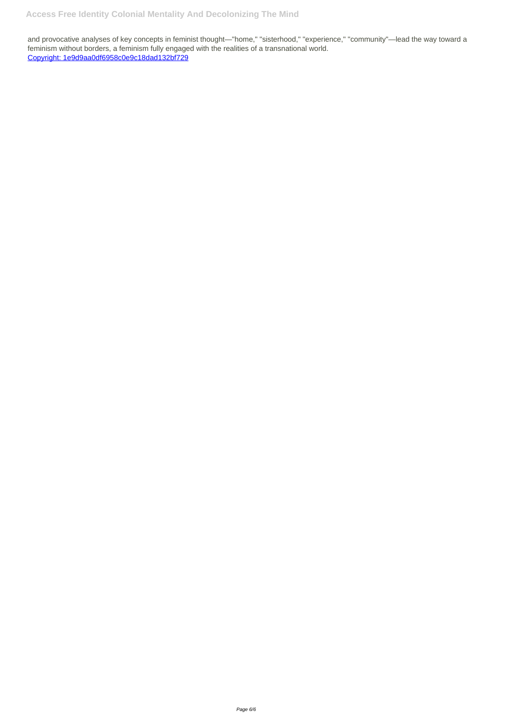and provocative analyses of key concepts in feminist thought—"home," "sisterhood," "experience," "community"—lead the way toward a feminism without borders, a feminism fully engaged with the realities of a transnational world.
Copyright: 1e9d9aa0df6958c0e9c18dad132bf729